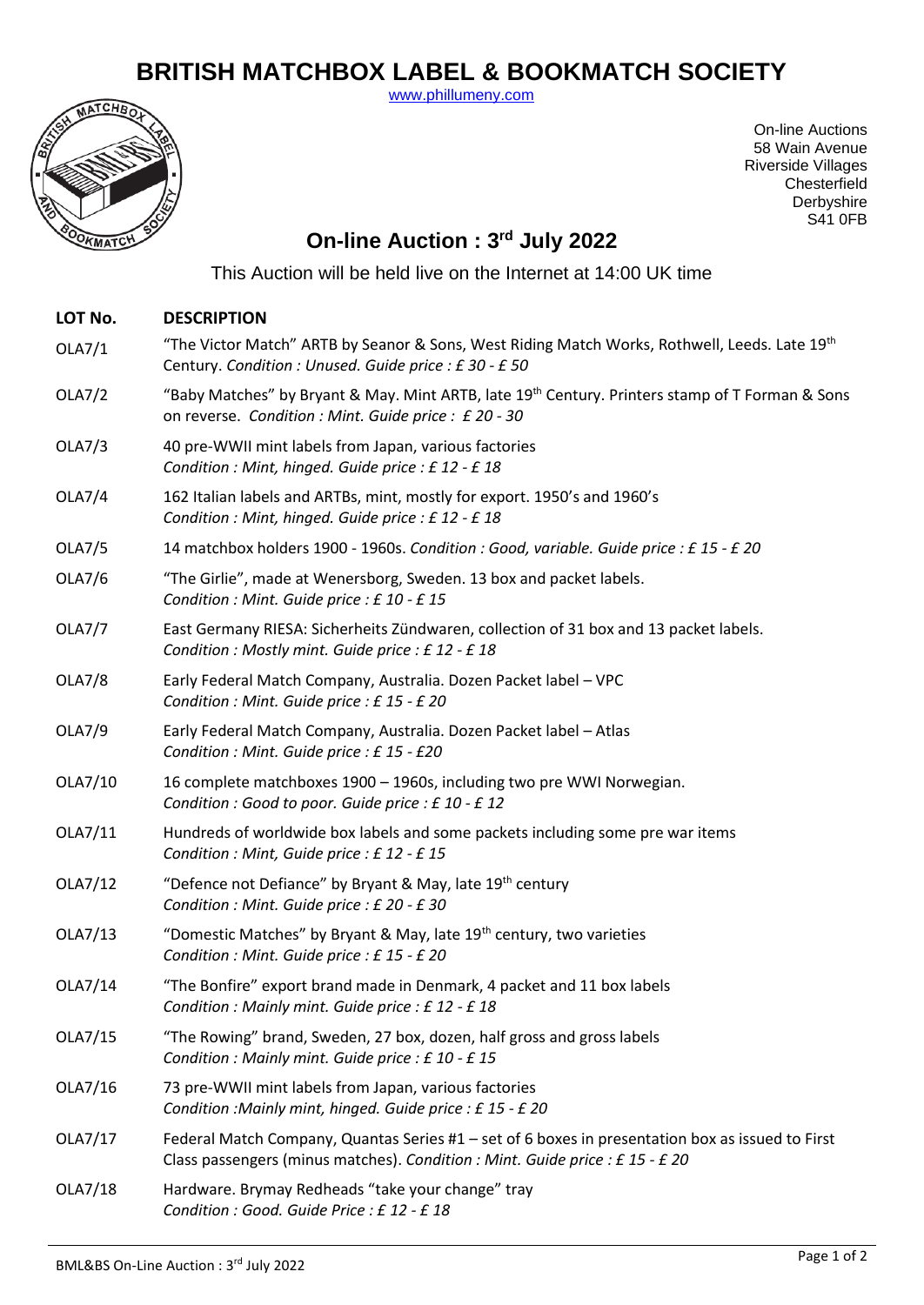# BRITISH MATCHBOX LABEL & BOOKMATCH SOCIETY

www.phillumeny.com

On-line Auctions
58 Wain Avenue
Riverside Villages
Chesterfield
Derbyshire
S41 0FB

## On-line Auction : 3rd July 2022

This Auction will be held live on the Internet at 14:00 UK time

| LOT No. | DESCRIPTION |
|---|---|
| OLA7/1 | "The Victor Match" ARTB by Seanor & Sons, West Riding Match Works, Rothwell, Leeds. Late 19th Century. *Condition : Unused. Guide price : £ 30 - £ 50* |
| OLA7/2 | "Baby Matches" by Bryant & May. Mint ARTB, late 19th Century. Printers stamp of T Forman & Sons on reverse. *Condition : Mint. Guide price : £ 20 - 30* |
| OLA7/3 | 40 pre-WWII mint labels from Japan, various factories *Condition : Mint, hinged. Guide price : £ 12 - £ 18* |
| OLA7/4 | 162 Italian labels and ARTBs, mint, mostly for export. 1950's and 1960's *Condition : Mint, hinged. Guide price : £ 12 - £ 18* |
| OLA7/5 | 14 matchbox holders 1900 - 1960s. *Condition : Good, variable. Guide price : £ 15 - £ 20* |
| OLA7/6 | "The Girlie", made at Wenersborg, Sweden. 13 box and packet labels. *Condition : Mint. Guide price : £ 10 - £ 15* |
| OLA7/7 | East Germany RIESA: Sicherheits Zündwaren, collection of 31 box and 13 packet labels. *Condition : Mostly mint. Guide price : £ 12 - £ 18* |
| OLA7/8 | Early Federal Match Company, Australia. Dozen Packet label – VPC *Condition : Mint. Guide price : £ 15 - £ 20* |
| OLA7/9 | Early Federal Match Company, Australia. Dozen Packet label – Atlas *Condition : Mint. Guide price : £ 15 - £20* |
| OLA7/10 | 16 complete matchboxes 1900 – 1960s, including two pre WWI Norwegian. *Condition : Good to poor. Guide price : £ 10 - £ 12* |
| OLA7/11 | Hundreds of worldwide box labels and some packets including some pre war items *Condition : Mint, Guide price : £ 12 - £ 15* |
| OLA7/12 | "Defence not Defiance" by Bryant & May, late 19th century *Condition : Mint. Guide price : £ 20 - £ 30* |
| OLA7/13 | "Domestic Matches" by Bryant & May, late 19th century, two varieties *Condition : Mint. Guide price : £ 15 - £ 20* |
| OLA7/14 | "The Bonfire" export brand made in Denmark, 4 packet and 11 box labels *Condition : Mainly mint. Guide price : £ 12 - £ 18* |
| OLA7/15 | "The Rowing" brand, Sweden, 27 box, dozen, half gross and gross labels *Condition : Mainly mint. Guide price : £ 10 - £ 15* |
| OLA7/16 | 73 pre-WWII mint labels from Japan, various factories *Condition :Mainly mint, hinged. Guide price : £ 15 - £ 20* |
| OLA7/17 | Federal Match Company, Quantas Series #1 – set of 6 boxes in presentation box as issued to First Class passengers (minus matches). *Condition : Mint. Guide price : £ 15 - £ 20* |
| OLA7/18 | Hardware. Brymay Redheads "take your change" tray *Condition : Good. Guide Price : £ 12 - £ 18* |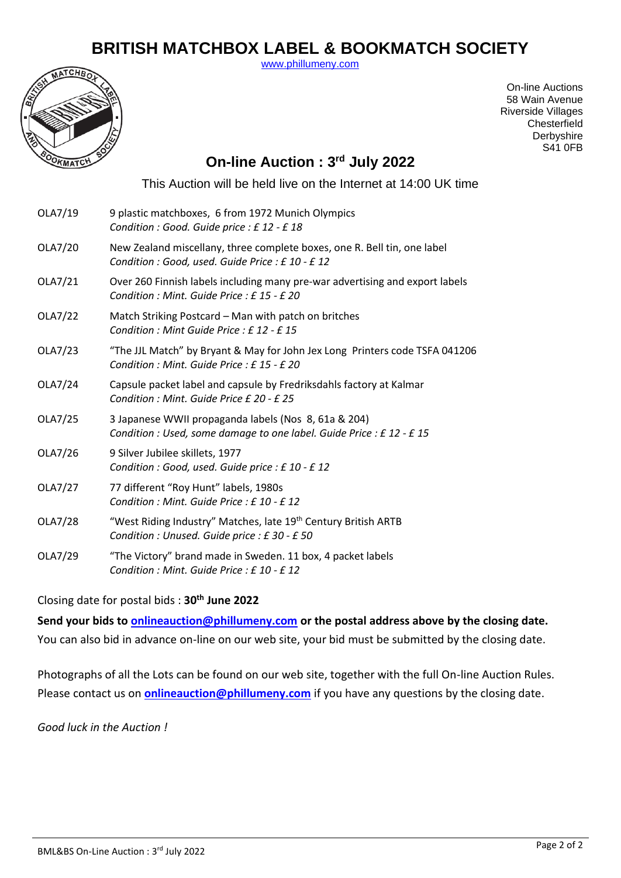# BRITISH MATCHBOX LABEL & BOOKMATCH SOCIETY

www.phillumeny.com

On-line Auctions
58 Wain Avenue
Riverside Villages
Chesterfield
Derbyshire
S41 0FB

## On-line Auction : 3rd July 2022

This Auction will be held live on the Internet at 14:00 UK time

| | |
|---|---|
| OLA7/19 | 9 plastic matchboxes, 6 from 1972 Munich Olympics<br>*Condition : Good. Guide price : £ 12 - £ 18* |
| OLA7/20 | New Zealand miscellany, three complete boxes, one R. Bell tin, one label<br>*Condition : Good, used. Guide Price : £ 10 - £ 12* |
| OLA7/21 | Over 260 Finnish labels including many pre-war advertising and export labels<br>*Condition : Mint. Guide Price : £ 15 - £ 20* |
| OLA7/22 | Match Striking Postcard – Man with patch on britches<br>*Condition : Mint Guide Price : £ 12 - £ 15* |
| OLA7/23 | "The JJL Match" by Bryant & May for John Jex Long Printers code TSFA 041206<br>*Condition : Mint. Guide Price : £ 15 - £ 20* |
| OLA7/24 | Capsule packet label and capsule by Fredriksdahls factory at Kalmar<br>*Condition : Mint. Guide Price £ 20 - £ 25* |
| OLA7/25 | 3 Japanese WWII propaganda labels (Nos 8, 61a & 204)<br>*Condition : Used, some damage to one label. Guide Price : £ 12 - £ 15* |
| OLA7/26 | 9 Silver Jubilee skillets, 1977<br>*Condition : Good, used. Guide price : £ 10 - £ 12* |
| OLA7/27 | 77 different "Roy Hunt" labels, 1980s<br>*Condition : Mint. Guide Price : £ 10 - £ 12* |
| OLA7/28 | "West Riding Industry" Matches, late 19th Century British ARTB<br>*Condition : Unused. Guide price : £ 30 - £ 50* |
| OLA7/29 | "The Victory" brand made in Sweden. 11 box, 4 packet labels<br>*Condition : Mint. Guide Price : £ 10 - £ 12* |

Closing date for postal bids : **30th June 2022**

**Send your bids to onlineauction@phillumeny.com or the postal address above by the closing date.**
You can also bid in advance on-line on our web site, your bid must be submitted by the closing date.

Photographs of all the Lots can be found on our web site, together with the full On-line Auction Rules.
Please contact us on **onlineauction@phillumeny.com** if you have any questions by the closing date.

*Good luck in the Auction !*